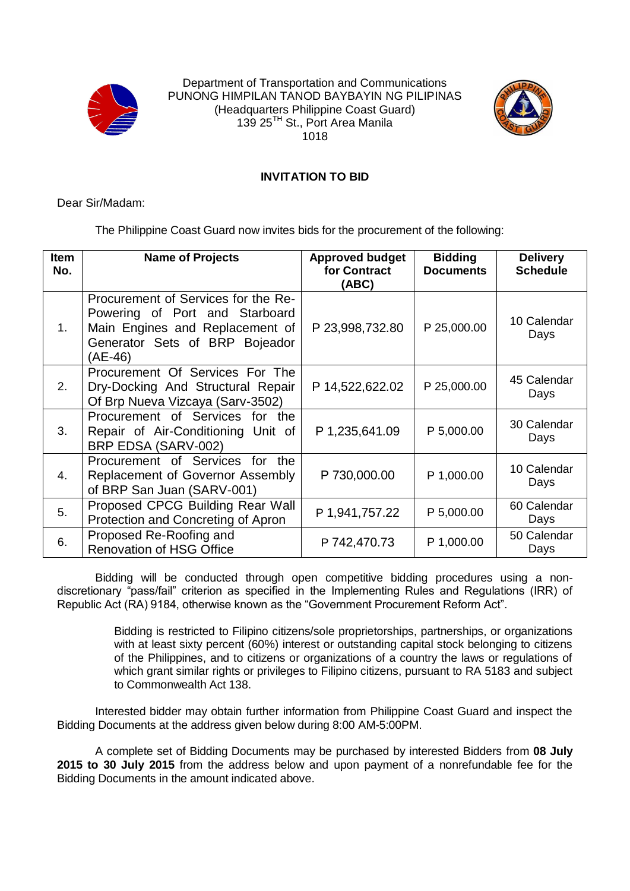Department of Transportation and Communications
PUNONG HIMPILAN TANOD BAYBAYIN NG PILIPINAS
(Headquarters Philippine Coast Guard)
139 25TH St., Port Area Manila
1018

## INVITATION TO BID

Dear Sir/Madam:

The Philippine Coast Guard now invites bids for the procurement of the following:

| Item No. | Name of Projects | Approved budget for Contract (ABC) | Bidding Documents | Delivery Schedule |
|---|---|---|---|---|
| 1. | Procurement of Services for the Re-Powering of Port and Starboard Main Engines and Replacement of Generator Sets of BRP Bojeador (AE-46) | P 23,998,732.80 | P 25,000.00 | 10 Calendar Days |
| 2. | Procurement Of Services For The Dry-Docking And Structural Repair Of Brp Nueva Vizcaya (Sarv-3502) | P 14,522,622.02 | P 25,000.00 | 45 Calendar Days |
| 3. | Procurement of Services for the Repair of Air-Conditioning Unit of BRP EDSA (SARV-002) | P 1,235,641.09 | P 5,000.00 | 30 Calendar Days |
| 4. | Procurement of Services for the Replacement of Governor Assembly of BRP San Juan (SARV-001) | P 730,000.00 | P 1,000.00 | 10 Calendar Days |
| 5. | Proposed CPCG Building Rear Wall Protection and Concreting of Apron | P 1,941,757.22 | P 5,000.00 | 60 Calendar Days |
| 6. | Proposed Re-Roofing and Renovation of HSG Office | P 742,470.73 | P 1,000.00 | 50 Calendar Days |

Bidding will be conducted through open competitive bidding procedures using a non-discretionary "pass/fail" criterion as specified in the Implementing Rules and Regulations (IRR) of Republic Act (RA) 9184, otherwise known as the "Government Procurement Reform Act".

> Bidding is restricted to Filipino citizens/sole proprietorships, partnerships, or organizations with at least sixty percent (60%) interest or outstanding capital stock belonging to citizens of the Philippines, and to citizens or organizations of a country the laws or regulations of which grant similar rights or privileges to Filipino citizens, pursuant to RA 5183 and subject to Commonwealth Act 138.

Interested bidder may obtain further information from Philippine Coast Guard and inspect the Bidding Documents at the address given below during 8:00 AM-5:00PM.

A complete set of Bidding Documents may be purchased by interested Bidders from **08 July 2015 to 30 July 2015** from the address below and upon payment of a nonrefundable fee for the Bidding Documents in the amount indicated above.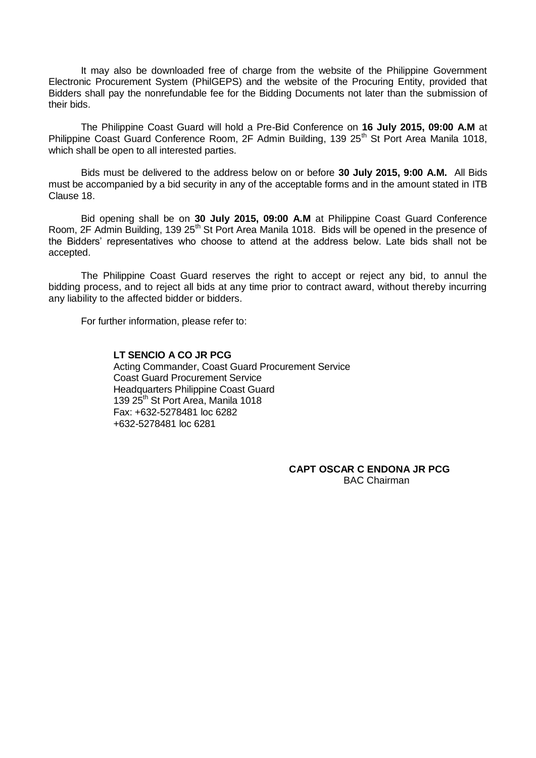It may also be downloaded free of charge from the website of the Philippine Government Electronic Procurement System (PhilGEPS) and the website of the Procuring Entity, provided that Bidders shall pay the nonrefundable fee for the Bidding Documents not later than the submission of their bids.

The Philippine Coast Guard will hold a Pre-Bid Conference on **16 July 2015, 09:00 A.M** at Philippine Coast Guard Conference Room, 2F Admin Building, 139 25th St Port Area Manila 1018, which shall be open to all interested parties.

Bids must be delivered to the address below on or before **30 July 2015, 9:00 A.M.** All Bids must be accompanied by a bid security in any of the acceptable forms and in the amount stated in ITB Clause 18.

Bid opening shall be on **30 July 2015, 09:00 A.M** at Philippine Coast Guard Conference Room, 2F Admin Building, 139 25th St Port Area Manila 1018. Bids will be opened in the presence of the Bidders' representatives who choose to attend at the address below. Late bids shall not be accepted.

The Philippine Coast Guard reserves the right to accept or reject any bid, to annul the bidding process, and to reject all bids at any time prior to contract award, without thereby incurring any liability to the affected bidder or bidders.

For further information, please refer to:

**LT SENCIO A CO JR PCG**
Acting Commander, Coast Guard Procurement Service
Coast Guard Procurement Service
Headquarters Philippine Coast Guard
139 25th St Port Area, Manila 1018
Fax: +632-5278481 loc 6282
+632-5278481 loc 6281

**CAPT OSCAR C ENDONA JR PCG**
BAC Chairman